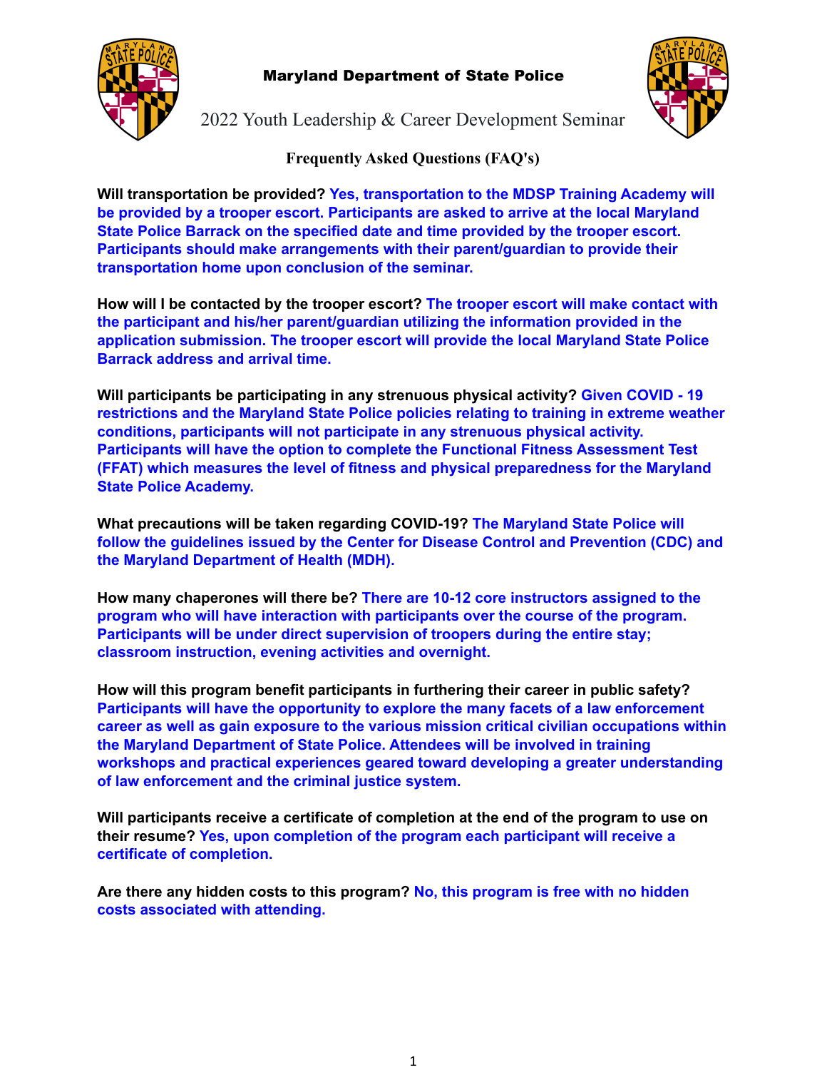# Maryland Department of State Police

## 2022 Youth Leadership & Career Development Seminar

### Frequently Asked Questions (FAQ's)

**Will transportation be provided?** **Yes, transportation to the MDSP Training Academy will be provided by a trooper escort. Participants are asked to arrive at the local Maryland State Police Barrack on the specified date and time provided by the trooper escort. Participants should make arrangements with their parent/guardian to provide their transportation home upon conclusion of the seminar.**

**How will I be contacted by the trooper escort?** **The trooper escort will make contact with the participant and his/her parent/guardian utilizing the information provided in the application submission. The trooper escort will provide the local Maryland State Police Barrack address and arrival time.**

**Will participants be participating in any strenuous physical activity?** **Given COVID - 19 restrictions and the Maryland State Police policies relating to training in extreme weather conditions, participants will not participate in any strenuous physical activity. Participants will have the option to complete the Functional Fitness Assessment Test (FFAT) which measures the level of fitness and physical preparedness for the Maryland State Police Academy.**

**What precautions will be taken regarding COVID-19?** **The Maryland State Police will follow the guidelines issued by the Center for Disease Control and Prevention (CDC) and the Maryland Department of Health (MDH).**

**How many chaperones will there be?** **There are 10-12 core instructors assigned to the program who will have interaction with participants over the course of the program. Participants will be under direct supervision of troopers during the entire stay; classroom instruction, evening activities and overnight.**

**How will this program benefit participants in furthering their career in public safety?** **Participants will have the opportunity to explore the many facets of a law enforcement career as well as gain exposure to the various mission critical civilian occupations within the Maryland Department of State Police. Attendees will be involved in training workshops and practical experiences geared toward developing a greater understanding of law enforcement and the criminal justice system.**

**Will participants receive a certificate of completion at the end of the program to use on their resume?** **Yes, upon completion of the program each participant will receive a certificate of completion.**

**Are there any hidden costs to this program?** **No, this program is free with no hidden costs associated with attending.**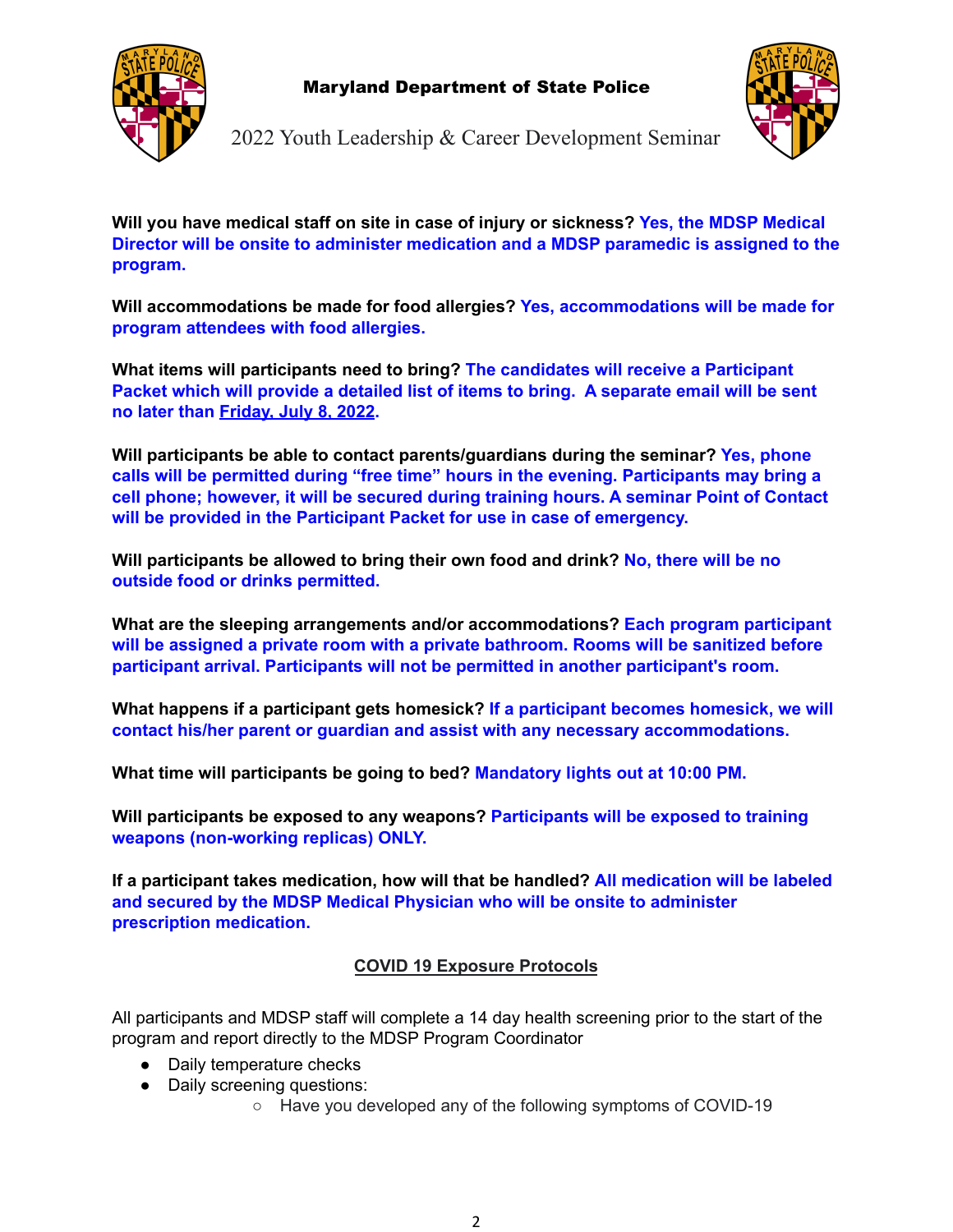**Will you have medical staff on site in case of injury or sickness?** **Yes, the MDSP Medical Director will be onsite to administer medication and a MDSP paramedic is assigned to the program.**

**Will accommodations be made for food allergies?** **Yes, accommodations will be made for program attendees with food allergies.**

**What items will participants need to bring?** **The candidates will receive a Participant Packet which will provide a detailed list of items to bring. A separate email will be sent no later than Friday, July 8, 2022.**

**Will participants be able to contact parents/guardians during the seminar?** **Yes, phone calls will be permitted during "free time" hours in the evening. Participants may bring a cell phone; however, it will be secured during training hours. A seminar Point of Contact will be provided in the Participant Packet for use in case of emergency.**

**Will participants be allowed to bring their own food and drink?** **No, there will be no outside food or drinks permitted.**

**What are the sleeping arrangements and/or accommodations?** **Each program participant will be assigned a private room with a private bathroom. Rooms will be sanitized before participant arrival. Participants will not be permitted in another participant's room.**

**What happens if a participant gets homesick?** **If a participant becomes homesick, we will contact his/her parent or guardian and assist with any necessary accommodations.**

**What time will participants be going to bed?** **Mandatory lights out at 10:00 PM.**

**Will participants be exposed to any weapons?** **Participants will be exposed to training weapons (non-working replicas) ONLY.**

**If a participant takes medication, how will that be handled?** **All medication will be labeled and secured by the MDSP Medical Physician who will be onsite to administer prescription medication.**

## COVID 19 Exposure Protocols

All participants and MDSP staff will complete a 14 day health screening prior to the start of the program and report directly to the MDSP Program Coordinator

- Daily temperature checks
- Daily screening questions:
  - Have you developed any of the following symptoms of COVID-19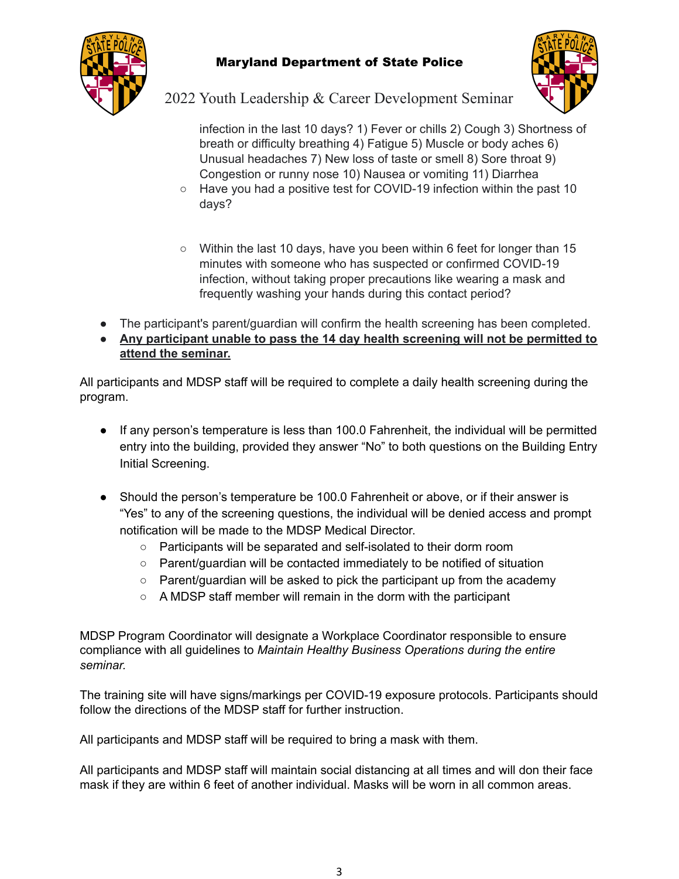infection in the last 10 days? 1) Fever or chills 2) Cough 3) Shortness of breath or difficulty breathing 4) Fatigue 5) Muscle or body aches 6) Unusual headaches 7) New loss of taste or smell 8) Sore throat 9) Congestion or runny nose 10) Nausea or vomiting 11) Diarrhea

  - Have you had a positive test for COVID-19 infection within the past 10 days?

  - Within the last 10 days, have you been within 6 feet for longer than 15 minutes with someone who has suspected or confirmed COVID-19 infection, without taking proper precautions like wearing a mask and frequently washing your hands during this contact period?

- The participant's parent/guardian will confirm the health screening has been completed.
- **Any participant unable to pass the 14 day health screening will not be permitted to attend the seminar.**

All participants and MDSP staff will be required to complete a daily health screening during the program.

- If any person's temperature is less than 100.0 Fahrenheit, the individual will be permitted entry into the building, provided they answer "No" to both questions on the Building Entry Initial Screening.

- Should the person's temperature be 100.0 Fahrenheit or above, or if their answer is "Yes" to any of the screening questions, the individual will be denied access and prompt notification will be made to the MDSP Medical Director.
  - Participants will be separated and self-isolated to their dorm room
  - Parent/guardian will be contacted immediately to be notified of situation
  - Parent/guardian will be asked to pick the participant up from the academy
  - A MDSP staff member will remain in the dorm with the participant

MDSP Program Coordinator will designate a Workplace Coordinator responsible to ensure compliance with all guidelines to *Maintain Healthy Business Operations during the entire seminar.*

The training site will have signs/markings per COVID-19 exposure protocols. Participants should follow the directions of the MDSP staff for further instruction.

All participants and MDSP staff will be required to bring a mask with them.

All participants and MDSP staff will maintain social distancing at all times and will don their face mask if they are within 6 feet of another individual. Masks will be worn in all common areas.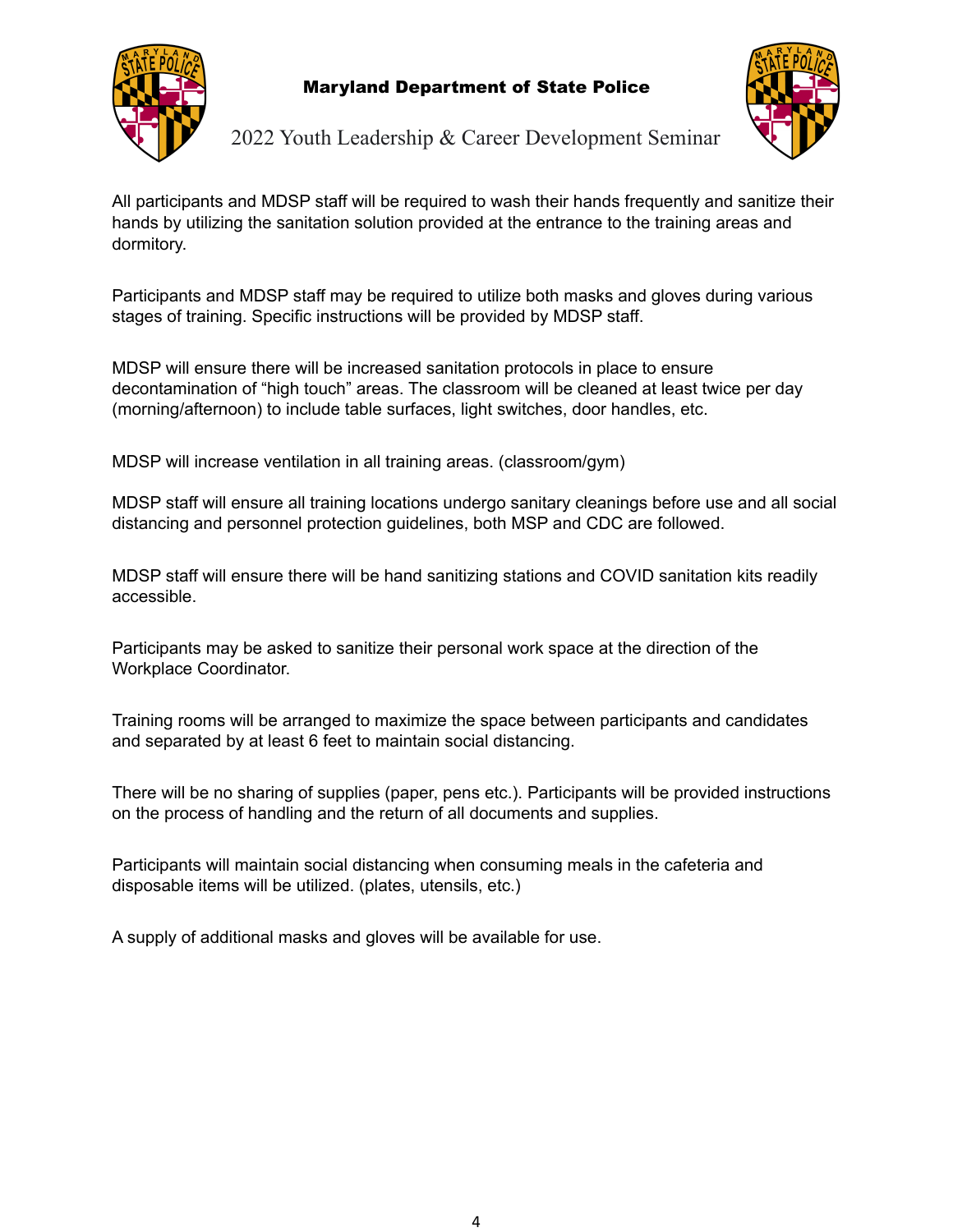All participants and MDSP staff will be required to wash their hands frequently and sanitize their hands by utilizing the sanitation solution provided at the entrance to the training areas and dormitory.

Participants and MDSP staff may be required to utilize both masks and gloves during various stages of training. Specific instructions will be provided by MDSP staff.

MDSP will ensure there will be increased sanitation protocols in place to ensure decontamination of "high touch" areas. The classroom will be cleaned at least twice per day (morning/afternoon) to include table surfaces, light switches, door handles, etc.

MDSP will increase ventilation in all training areas. (classroom/gym)

MDSP staff will ensure all training locations undergo sanitary cleanings before use and all social distancing and personnel protection guidelines, both MSP and CDC are followed.

MDSP staff will ensure there will be hand sanitizing stations and COVID sanitation kits readily accessible.

Participants may be asked to sanitize their personal work space at the direction of the Workplace Coordinator.

Training rooms will be arranged to maximize the space between participants and candidates and separated by at least 6 feet to maintain social distancing.

There will be no sharing of supplies (paper, pens etc.). Participants will be provided instructions on the process of handling and the return of all documents and supplies.

Participants will maintain social distancing when consuming meals in the cafeteria and disposable items will be utilized. (plates, utensils, etc.)

A supply of additional masks and gloves will be available for use.